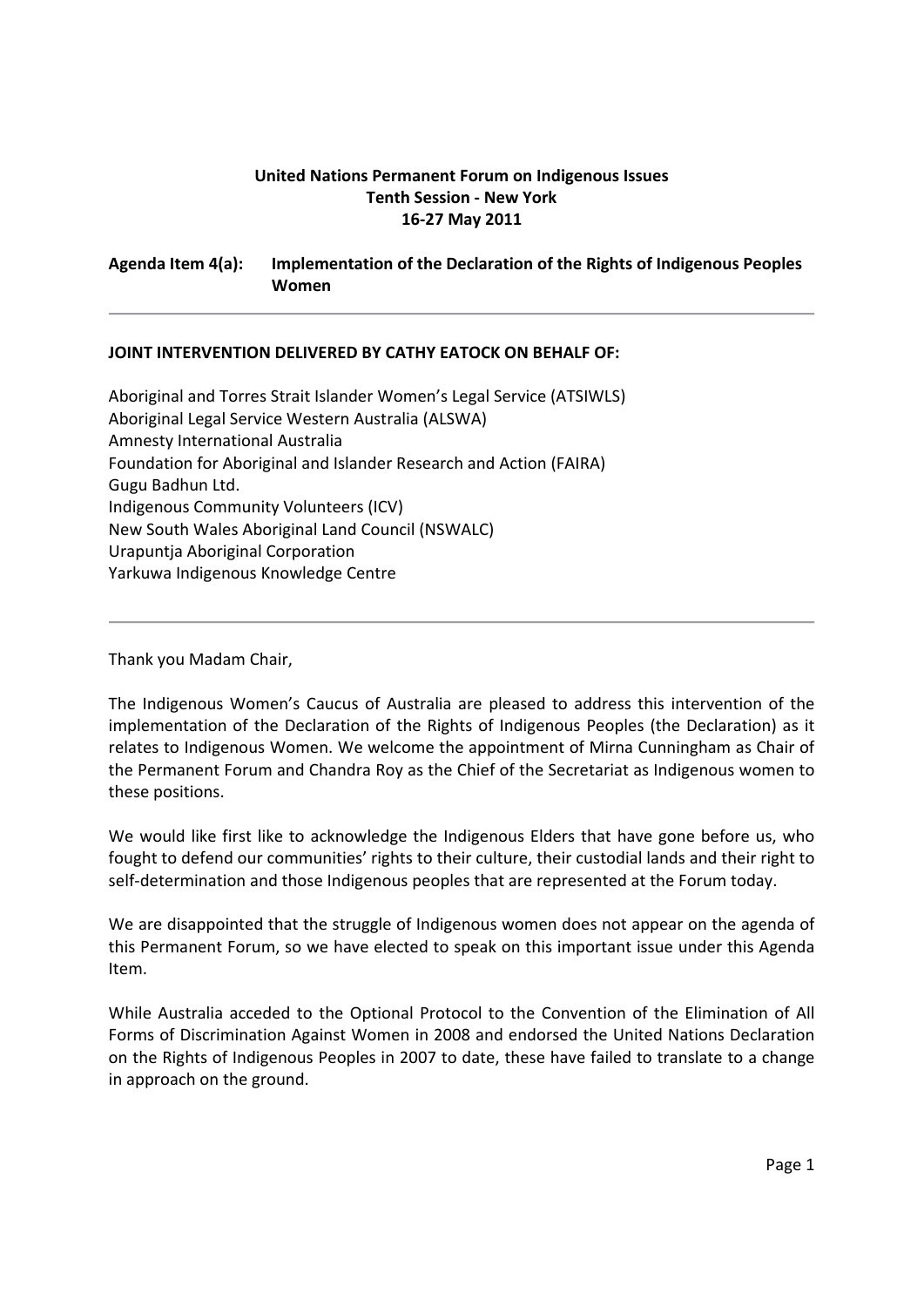**United Nations Permanent Forum on Indigenous Issues**
**Tenth Session - New York**
**16-27 May 2011**

**Agenda Item 4(a): Implementation of the Declaration of the Rights of Indigenous Peoples Women**

---

**JOINT INTERVENTION DELIVERED BY CATHY EATOCK ON BEHALF OF:**

Aboriginal and Torres Strait Islander Women's Legal Service (ATSIWLS)
Aboriginal Legal Service Western Australia (ALSWA)
Amnesty International Australia
Foundation for Aboriginal and Islander Research and Action (FAIRA)
Gugu Badhun Ltd.
Indigenous Community Volunteers (ICV)
New South Wales Aboriginal Land Council (NSWALC)
Urapuntja Aboriginal Corporation
Yarkuwa Indigenous Knowledge Centre

---

Thank you Madam Chair,

The Indigenous Women's Caucus of Australia are pleased to address this intervention of the implementation of the Declaration of the Rights of Indigenous Peoples (the Declaration) as it relates to Indigenous Women. We welcome the appointment of Mirna Cunningham as Chair of the Permanent Forum and Chandra Roy as the Chief of the Secretariat as Indigenous women to these positions.

We would like first like to acknowledge the Indigenous Elders that have gone before us, who fought to defend our communities' rights to their culture, their custodial lands and their right to self-determination and those Indigenous peoples that are represented at the Forum today.

We are disappointed that the struggle of Indigenous women does not appear on the agenda of this Permanent Forum, so we have elected to speak on this important issue under this Agenda Item.

While Australia acceded to the Optional Protocol to the Convention of the Elimination of All Forms of Discrimination Against Women in 2008 and endorsed the United Nations Declaration on the Rights of Indigenous Peoples in 2007 to date, these have failed to translate to a change in approach on the ground.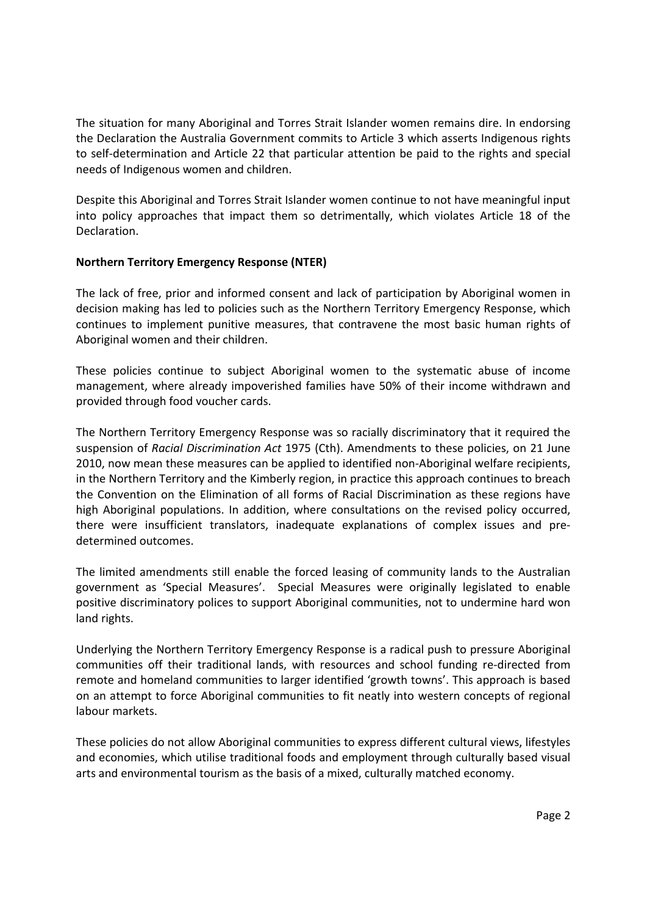The situation for many Aboriginal and Torres Strait Islander women remains dire. In endorsing the Declaration the Australia Government commits to Article 3 which asserts Indigenous rights to self-determination and Article 22 that particular attention be paid to the rights and special needs of Indigenous women and children.

Despite this Aboriginal and Torres Strait Islander women continue to not have meaningful input into policy approaches that impact them so detrimentally, which violates Article 18 of the Declaration.

**Northern Territory Emergency Response (NTER)**

The lack of free, prior and informed consent and lack of participation by Aboriginal women in decision making has led to policies such as the Northern Territory Emergency Response, which continues to implement punitive measures, that contravene the most basic human rights of Aboriginal women and their children.

These policies continue to subject Aboriginal women to the systematic abuse of income management, where already impoverished families have 50% of their income withdrawn and provided through food voucher cards.

The Northern Territory Emergency Response was so racially discriminatory that it required the suspension of *Racial Discrimination Act* 1975 (Cth). Amendments to these policies, on 21 June 2010, now mean these measures can be applied to identified non-Aboriginal welfare recipients, in the Northern Territory and the Kimberly region, in practice this approach continues to breach the Convention on the Elimination of all forms of Racial Discrimination as these regions have high Aboriginal populations. In addition, where consultations on the revised policy occurred, there were insufficient translators, inadequate explanations of complex issues and pre-determined outcomes.

The limited amendments still enable the forced leasing of community lands to the Australian government as 'Special Measures'. Special Measures were originally legislated to enable positive discriminatory polices to support Aboriginal communities, not to undermine hard won land rights.

Underlying the Northern Territory Emergency Response is a radical push to pressure Aboriginal communities off their traditional lands, with resources and school funding re-directed from remote and homeland communities to larger identified 'growth towns'. This approach is based on an attempt to force Aboriginal communities to fit neatly into western concepts of regional labour markets.

These policies do not allow Aboriginal communities to express different cultural views, lifestyles and economies, which utilise traditional foods and employment through culturally based visual arts and environmental tourism as the basis of a mixed, culturally matched economy.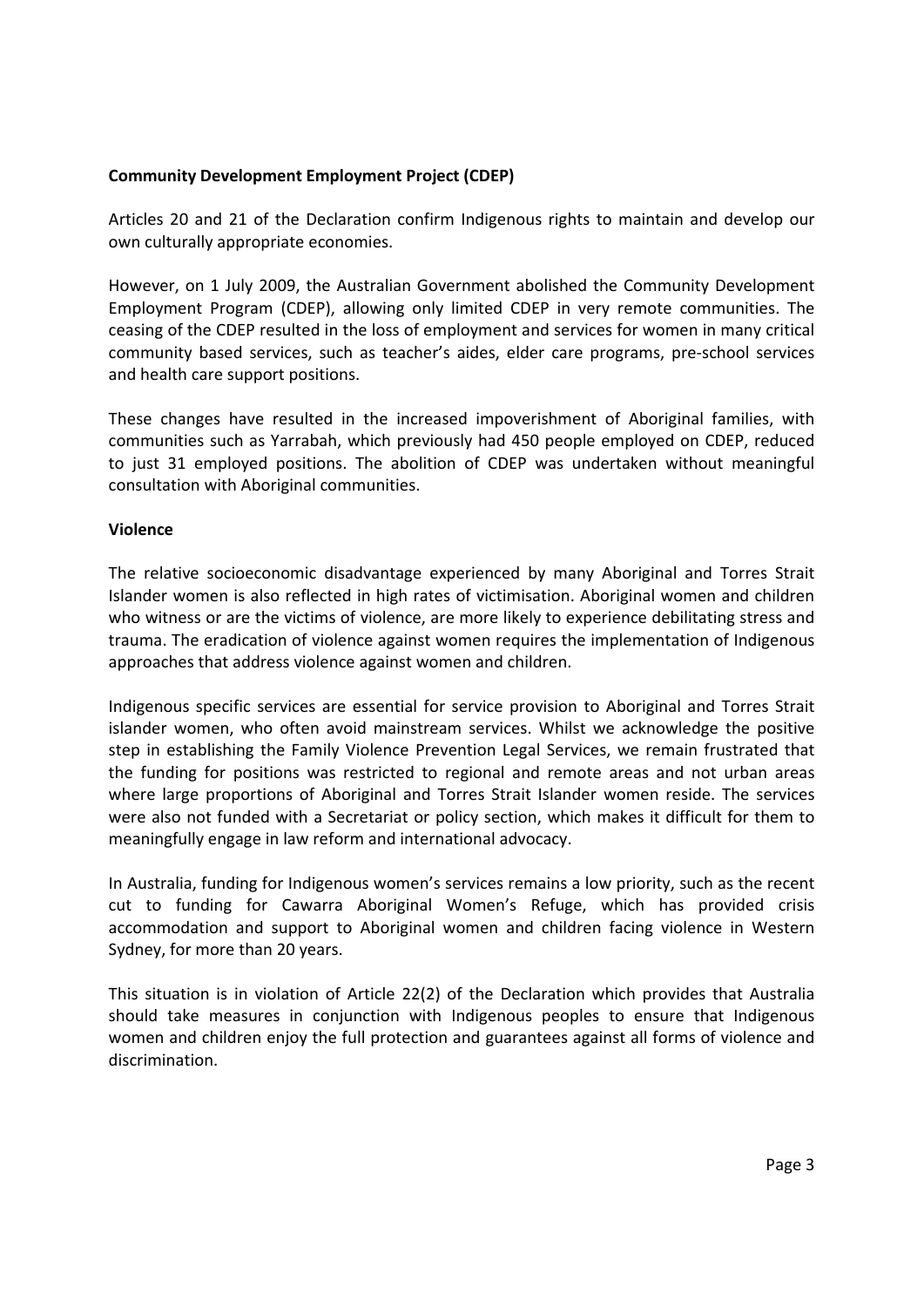**Community Development Employment Project (CDEP)**

Articles 20 and 21 of the Declaration confirm Indigenous rights to maintain and develop our own culturally appropriate economies.

However, on 1 July 2009, the Australian Government abolished the Community Development Employment Program (CDEP), allowing only limited CDEP in very remote communities. The ceasing of the CDEP resulted in the loss of employment and services for women in many critical community based services, such as teacher's aides, elder care programs, pre-school services and health care support positions.

These changes have resulted in the increased impoverishment of Aboriginal families, with communities such as Yarrabah, which previously had 450 people employed on CDEP, reduced to just 31 employed positions. The abolition of CDEP was undertaken without meaningful consultation with Aboriginal communities.

**Violence**

The relative socioeconomic disadvantage experienced by many Aboriginal and Torres Strait Islander women is also reflected in high rates of victimisation. Aboriginal women and children who witness or are the victims of violence, are more likely to experience debilitating stress and trauma. The eradication of violence against women requires the implementation of Indigenous approaches that address violence against women and children.

Indigenous specific services are essential for service provision to Aboriginal and Torres Strait islander women, who often avoid mainstream services. Whilst we acknowledge the positive step in establishing the Family Violence Prevention Legal Services, we remain frustrated that the funding for positions was restricted to regional and remote areas and not urban areas where large proportions of Aboriginal and Torres Strait Islander women reside. The services were also not funded with a Secretariat or policy section, which makes it difficult for them to meaningfully engage in law reform and international advocacy.

In Australia, funding for Indigenous women's services remains a low priority, such as the recent cut to funding for Cawarra Aboriginal Women's Refuge, which has provided crisis accommodation and support to Aboriginal women and children facing violence in Western Sydney, for more than 20 years.

This situation is in violation of Article 22(2) of the Declaration which provides that Australia should take measures in conjunction with Indigenous peoples to ensure that Indigenous women and children enjoy the full protection and guarantees against all forms of violence and discrimination.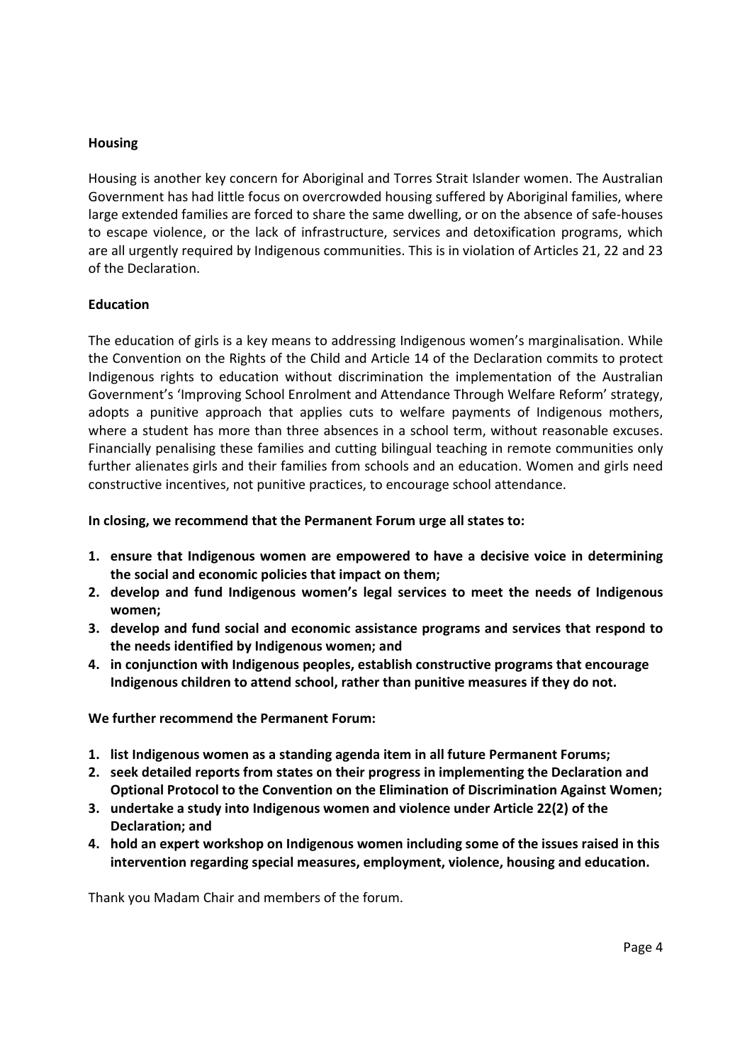**Housing**

Housing is another key concern for Aboriginal and Torres Strait Islander women. The Australian Government has had little focus on overcrowded housing suffered by Aboriginal families, where large extended families are forced to share the same dwelling, or on the absence of safe-houses to escape violence, or the lack of infrastructure, services and detoxification programs, which are all urgently required by Indigenous communities. This is in violation of Articles 21, 22 and 23 of the Declaration.

**Education**

The education of girls is a key means to addressing Indigenous women's marginalisation. While the Convention on the Rights of the Child and Article 14 of the Declaration commits to protect Indigenous rights to education without discrimination the implementation of the Australian Government's 'Improving School Enrolment and Attendance Through Welfare Reform' strategy, adopts a punitive approach that applies cuts to welfare payments of Indigenous mothers, where a student has more than three absences in a school term, without reasonable excuses. Financially penalising these families and cutting bilingual teaching in remote communities only further alienates girls and their families from schools and an education. Women and girls need constructive incentives, not punitive practices, to encourage school attendance.

**In closing, we recommend that the Permanent Forum urge all states to:**

1. **ensure that Indigenous women are empowered to have a decisive voice in determining the social and economic policies that impact on them;**
2. **develop and fund Indigenous women's legal services to meet the needs of Indigenous women;**
3. **develop and fund social and economic assistance programs and services that respond to the needs identified by Indigenous women; and**
4. **in conjunction with Indigenous peoples, establish constructive programs that encourage Indigenous children to attend school, rather than punitive measures if they do not.**

**We further recommend the Permanent Forum:**

1. **list Indigenous women as a standing agenda item in all future Permanent Forums;**
2. **seek detailed reports from states on their progress in implementing the Declaration and Optional Protocol to the Convention on the Elimination of Discrimination Against Women;**
3. **undertake a study into Indigenous women and violence under Article 22(2) of the Declaration; and**
4. **hold an expert workshop on Indigenous women including some of the issues raised in this intervention regarding special measures, employment, violence, housing and education.**

Thank you Madam Chair and members of the forum.